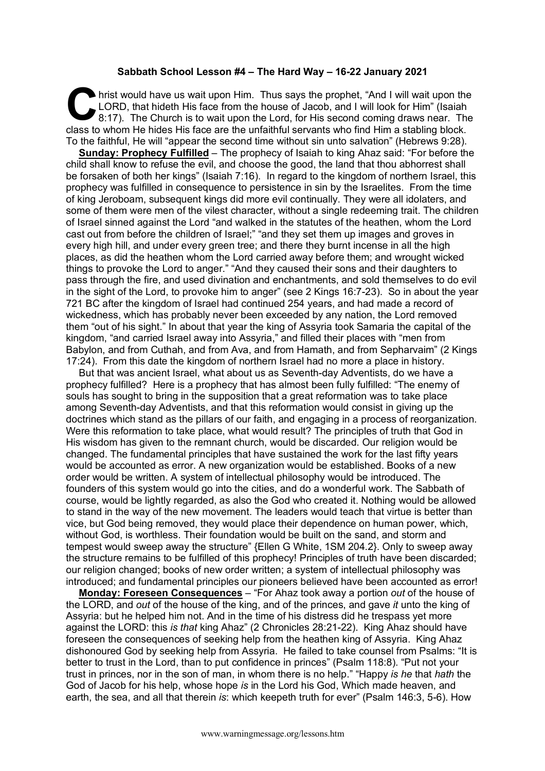**Sabbath School Lesson #4 – The Hard Way – 16-22 January 2021**

Christ would have us wait upon Him. Thus says the prophet, "And I will wait upon the LORD, that hideth His face from the house of Jacob, and I will look for Him" (Isaiah 8:17). The Church is to wait upon the Lord, for His second coming draws near. The class to whom He hides His face are the unfaithful servants who find Him a stabling block. To the faithful, He will "appear the second time without sin unto salvation" (Hebrews 9:28).

**Sunday: Prophecy Fulfilled** – The prophecy of Isaiah to king Ahaz said: "For before the child shall know to refuse the evil, and choose the good, the land that thou abhorrest shall be forsaken of both her kings" (Isaiah 7:16). In regard to the kingdom of northern Israel, this prophecy was fulfilled in consequence to persistence in sin by the Israelites. From the time of king Jeroboam, subsequent kings did more evil continually. They were all idolaters, and some of them were men of the vilest character, without a single redeeming trait. The children of Israel sinned against the Lord "and walked in the statutes of the heathen, whom the Lord cast out from before the children of Israel;" "and they set them up images and groves in every high hill, and under every green tree; and there they burnt incense in all the high places, as did the heathen whom the Lord carried away before them; and wrought wicked things to provoke the Lord to anger." "And they caused their sons and their daughters to pass through the fire, and used divination and enchantments, and sold themselves to do evil in the sight of the Lord, to provoke him to anger" (see 2 Kings 16:7-23). So in about the year 721 BC after the kingdom of Israel had continued 254 years, and had made a record of wickedness, which has probably never been exceeded by any nation, the Lord removed them "out of his sight." In about that year the king of Assyria took Samaria the capital of the kingdom, "and carried Israel away into Assyria," and filled their places with "men from Babylon, and from Cuthah, and from Ava, and from Hamath, and from Sepharvaim" (2 Kings 17:24). From this date the kingdom of northern Israel had no more a place in history.

But that was ancient Israel, what about us as Seventh-day Adventists, do we have a prophecy fulfilled? Here is a prophecy that has almost been fully fulfilled: "The enemy of souls has sought to bring in the supposition that a great reformation was to take place among Seventh-day Adventists, and that this reformation would consist in giving up the doctrines which stand as the pillars of our faith, and engaging in a process of reorganization. Were this reformation to take place, what would result? The principles of truth that God in His wisdom has given to the remnant church, would be discarded. Our religion would be changed. The fundamental principles that have sustained the work for the last fifty years would be accounted as error. A new organization would be established. Books of a new order would be written. A system of intellectual philosophy would be introduced. The founders of this system would go into the cities, and do a wonderful work. The Sabbath of course, would be lightly regarded, as also the God who created it. Nothing would be allowed to stand in the way of the new movement. The leaders would teach that virtue is better than vice, but God being removed, they would place their dependence on human power, which, without God, is worthless. Their foundation would be built on the sand, and storm and tempest would sweep away the structure" {Ellen G White, 1SM 204.2}. Only to sweep away the structure remains to be fulfilled of this prophecy! Principles of truth have been discarded; our religion changed; books of new order written; a system of intellectual philosophy was introduced; and fundamental principles our pioneers believed have been accounted as error!

**Monday: Foreseen Consequences** – "For Ahaz took away a portion *out* of the house of the LORD, and *out* of the house of the king, and of the princes, and gave *it* unto the king of Assyria: but he helped him not. And in the time of his distress did he trespass yet more against the LORD: this *is that* king Ahaz" (2 Chronicles 28:21-22). King Ahaz should have foreseen the consequences of seeking help from the heathen king of Assyria. King Ahaz dishonoured God by seeking help from Assyria. He failed to take counsel from Psalms: "It is better to trust in the Lord, than to put confidence in princes" (Psalm 118:8). "Put not your trust in princes, nor in the son of man, in whom there is no help." "Happy *is he* that *hath* the God of Jacob for his help, whose hope *is* in the Lord his God, Which made heaven, and earth, the sea, and all that therein *is*: which keepeth truth for ever" (Psalm 146:3, 5-6). How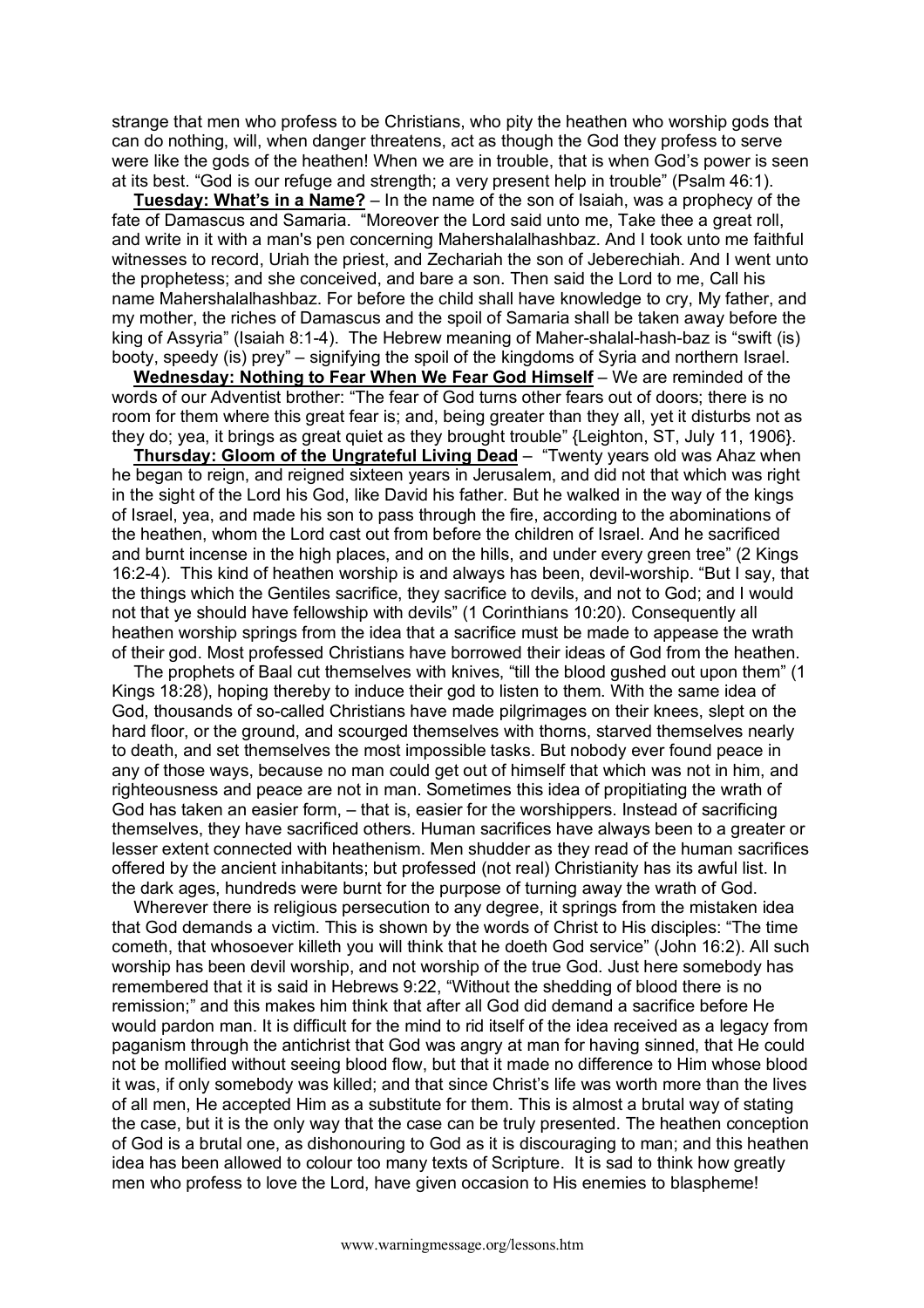strange that men who profess to be Christians, who pity the heathen who worship gods that can do nothing, will, when danger threatens, act as though the God they profess to serve were like the gods of the heathen! When we are in trouble, that is when God's power is seen at its best. "God is our refuge and strength; a very present help in trouble" (Psalm 46:1).

**Tuesday: What's in a Name?** – In the name of the son of Isaiah, was a prophecy of the fate of Damascus and Samaria. "Moreover the Lord said unto me, Take thee a great roll, and write in it with a man's pen concerning Mahershalalhashbaz. And I took unto me faithful witnesses to record, Uriah the priest, and Zechariah the son of Jeberechiah. And I went unto the prophetess; and she conceived, and bare a son. Then said the Lord to me, Call his name Mahershalalhashbaz. For before the child shall have knowledge to cry, My father, and my mother, the riches of Damascus and the spoil of Samaria shall be taken away before the king of Assyria" (Isaiah 8:1-4). The Hebrew meaning of Maher-shalal-hash-baz is "swift (is) booty, speedy (is) prey" – signifying the spoil of the kingdoms of Syria and northern Israel.

**Wednesday: Nothing to Fear When We Fear God Himself** – We are reminded of the words of our Adventist brother: "The fear of God turns other fears out of doors; there is no room for them where this great fear is; and, being greater than they all, yet it disturbs not as they do; yea, it brings as great quiet as they brought trouble" {Leighton, ST, July 11, 1906}.

**Thursday: Gloom of the Ungrateful Living Dead** – "Twenty years old was Ahaz when he began to reign, and reigned sixteen years in Jerusalem, and did not that which was right in the sight of the Lord his God, like David his father. But he walked in the way of the kings of Israel, yea, and made his son to pass through the fire, according to the abominations of the heathen, whom the Lord cast out from before the children of Israel. And he sacrificed and burnt incense in the high places, and on the hills, and under every green tree" (2 Kings 16:2-4). This kind of heathen worship is and always has been, devil-worship. "But I say, that the things which the Gentiles sacrifice, they sacrifice to devils, and not to God; and I would not that ye should have fellowship with devils" (1 Corinthians 10:20). Consequently all heathen worship springs from the idea that a sacrifice must be made to appease the wrath of their god. Most professed Christians have borrowed their ideas of God from the heathen.

The prophets of Baal cut themselves with knives, "till the blood gushed out upon them" (1 Kings 18:28), hoping thereby to induce their god to listen to them. With the same idea of God, thousands of so-called Christians have made pilgrimages on their knees, slept on the hard floor, or the ground, and scourged themselves with thorns, starved themselves nearly to death, and set themselves the most impossible tasks. But nobody ever found peace in any of those ways, because no man could get out of himself that which was not in him, and righteousness and peace are not in man. Sometimes this idea of propitiating the wrath of God has taken an easier form, – that is, easier for the worshippers. Instead of sacrificing themselves, they have sacrificed others. Human sacrifices have always been to a greater or lesser extent connected with heathenism. Men shudder as they read of the human sacrifices offered by the ancient inhabitants; but professed (not real) Christianity has its awful list. In the dark ages, hundreds were burnt for the purpose of turning away the wrath of God.

Wherever there is religious persecution to any degree, it springs from the mistaken idea that God demands a victim. This is shown by the words of Christ to His disciples: "The time cometh, that whosoever killeth you will think that he doeth God service" (John 16:2). All such worship has been devil worship, and not worship of the true God. Just here somebody has remembered that it is said in Hebrews 9:22, "Without the shedding of blood there is no remission;" and this makes him think that after all God did demand a sacrifice before He would pardon man. It is difficult for the mind to rid itself of the idea received as a legacy from paganism through the antichrist that God was angry at man for having sinned, that He could not be mollified without seeing blood flow, but that it made no difference to Him whose blood it was, if only somebody was killed; and that since Christ's life was worth more than the lives of all men, He accepted Him as a substitute for them. This is almost a brutal way of stating the case, but it is the only way that the case can be truly presented. The heathen conception of God is a brutal one, as dishonouring to God as it is discouraging to man; and this heathen idea has been allowed to colour too many texts of Scripture. It is sad to think how greatly men who profess to love the Lord, have given occasion to His enemies to blaspheme!

www.warningmessage.org/lessons.htm